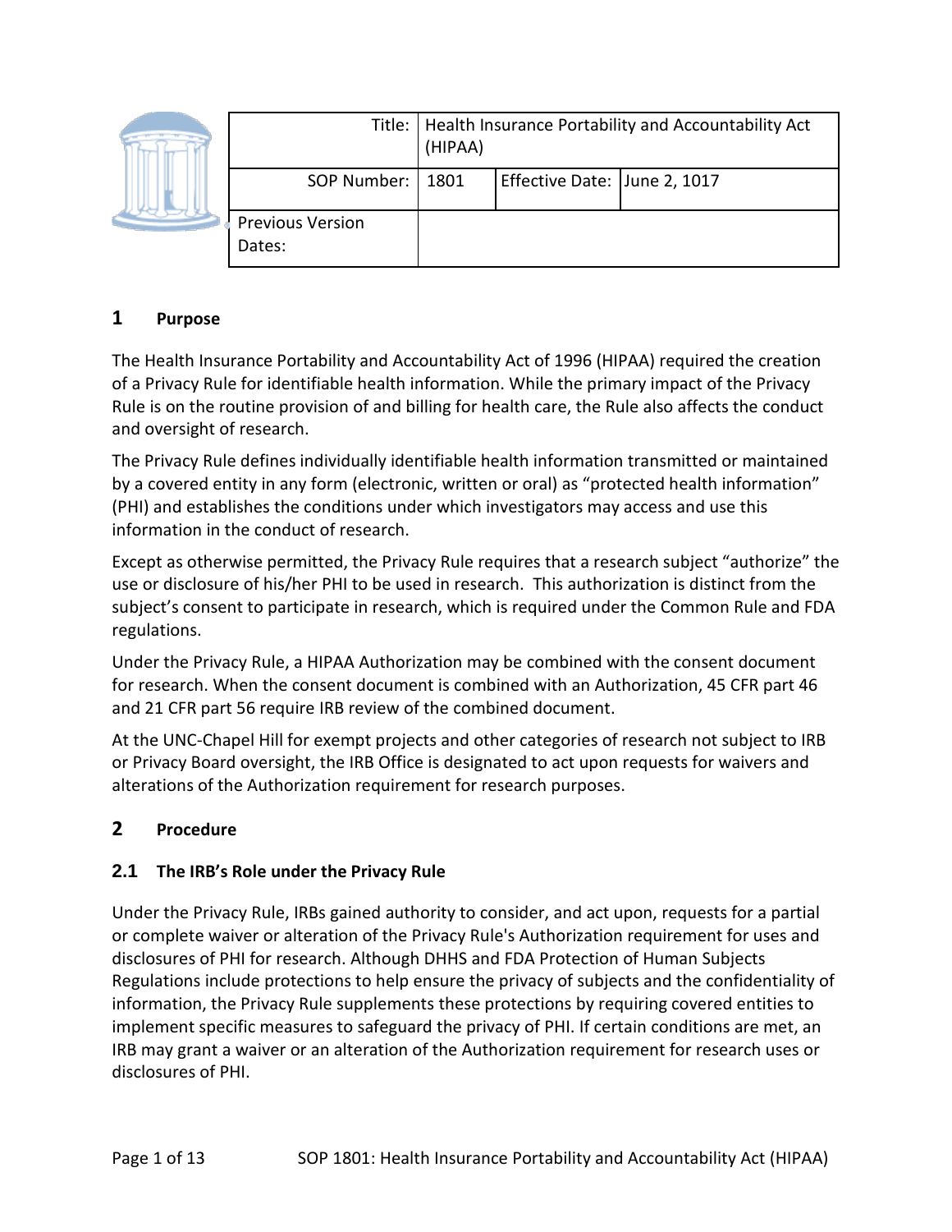| Title: | Health Insurance Portability and Accountability Act (HIPAA) | | |
|---|---|---|---|
| SOP Number: | 1801 | Effective Date: | June 2, 1017 |
| Previous Version Dates: | | | |

## 1 Purpose

The Health Insurance Portability and Accountability Act of 1996 (HIPAA) required the creation of a Privacy Rule for identifiable health information. While the primary impact of the Privacy Rule is on the routine provision of and billing for health care, the Rule also affects the conduct and oversight of research.

The Privacy Rule defines individually identifiable health information transmitted or maintained by a covered entity in any form (electronic, written or oral) as "protected health information" (PHI) and establishes the conditions under which investigators may access and use this information in the conduct of research.

Except as otherwise permitted, the Privacy Rule requires that a research subject "authorize" the use or disclosure of his/her PHI to be used in research. This authorization is distinct from the subject's consent to participate in research, which is required under the Common Rule and FDA regulations.

Under the Privacy Rule, a HIPAA Authorization may be combined with the consent document for research. When the consent document is combined with an Authorization, 45 CFR part 46 and 21 CFR part 56 require IRB review of the combined document.

At the UNC-Chapel Hill for exempt projects and other categories of research not subject to IRB or Privacy Board oversight, the IRB Office is designated to act upon requests for waivers and alterations of the Authorization requirement for research purposes.

## 2 Procedure

### 2.1 The IRB's Role under the Privacy Rule

Under the Privacy Rule, IRBs gained authority to consider, and act upon, requests for a partial or complete waiver or alteration of the Privacy Rule's Authorization requirement for uses and disclosures of PHI for research. Although DHHS and FDA Protection of Human Subjects Regulations include protections to help ensure the privacy of subjects and the confidentiality of information, the Privacy Rule supplements these protections by requiring covered entities to implement specific measures to safeguard the privacy of PHI. If certain conditions are met, an IRB may grant a waiver or an alteration of the Authorization requirement for research uses or disclosures of PHI.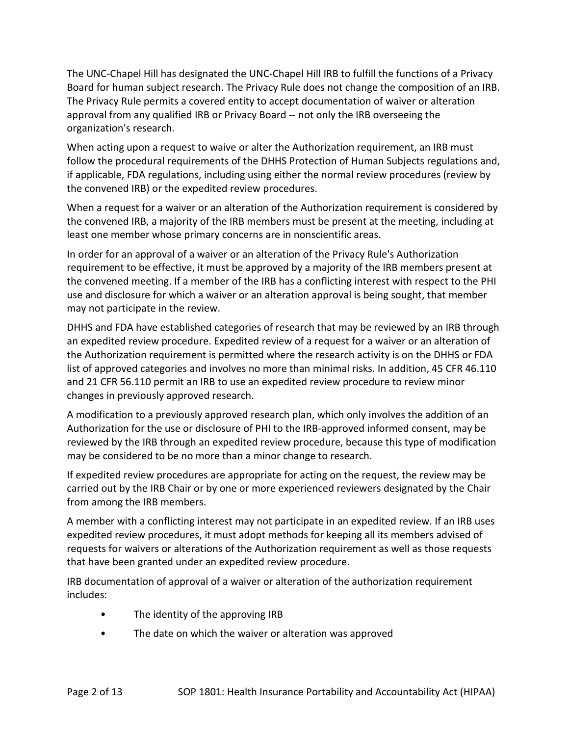The UNC-Chapel Hill has designated the UNC-Chapel Hill IRB to fulfill the functions of a Privacy Board for human subject research. The Privacy Rule does not change the composition of an IRB. The Privacy Rule permits a covered entity to accept documentation of waiver or alteration approval from any qualified IRB or Privacy Board -- not only the IRB overseeing the organization's research.

When acting upon a request to waive or alter the Authorization requirement, an IRB must follow the procedural requirements of the DHHS Protection of Human Subjects regulations and, if applicable, FDA regulations, including using either the normal review procedures (review by the convened IRB) or the expedited review procedures.

When a request for a waiver or an alteration of the Authorization requirement is considered by the convened IRB, a majority of the IRB members must be present at the meeting, including at least one member whose primary concerns are in nonscientific areas.

In order for an approval of a waiver or an alteration of the Privacy Rule's Authorization requirement to be effective, it must be approved by a majority of the IRB members present at the convened meeting. If a member of the IRB has a conflicting interest with respect to the PHI use and disclosure for which a waiver or an alteration approval is being sought, that member may not participate in the review.

DHHS and FDA have established categories of research that may be reviewed by an IRB through an expedited review procedure. Expedited review of a request for a waiver or an alteration of the Authorization requirement is permitted where the research activity is on the DHHS or FDA list of approved categories and involves no more than minimal risks. In addition, 45 CFR 46.110 and 21 CFR 56.110 permit an IRB to use an expedited review procedure to review minor changes in previously approved research.

A modification to a previously approved research plan, which only involves the addition of an Authorization for the use or disclosure of PHI to the IRB-approved informed consent, may be reviewed by the IRB through an expedited review procedure, because this type of modification may be considered to be no more than a minor change to research.

If expedited review procedures are appropriate for acting on the request, the review may be carried out by the IRB Chair or by one or more experienced reviewers designated by the Chair from among the IRB members.

A member with a conflicting interest may not participate in an expedited review. If an IRB uses expedited review procedures, it must adopt methods for keeping all its members advised of requests for waivers or alterations of the Authorization requirement as well as those requests that have been granted under an expedited review procedure.

IRB documentation of approval of a waiver or alteration of the authorization requirement includes:

- The identity of the approving IRB
- The date on which the waiver or alteration was approved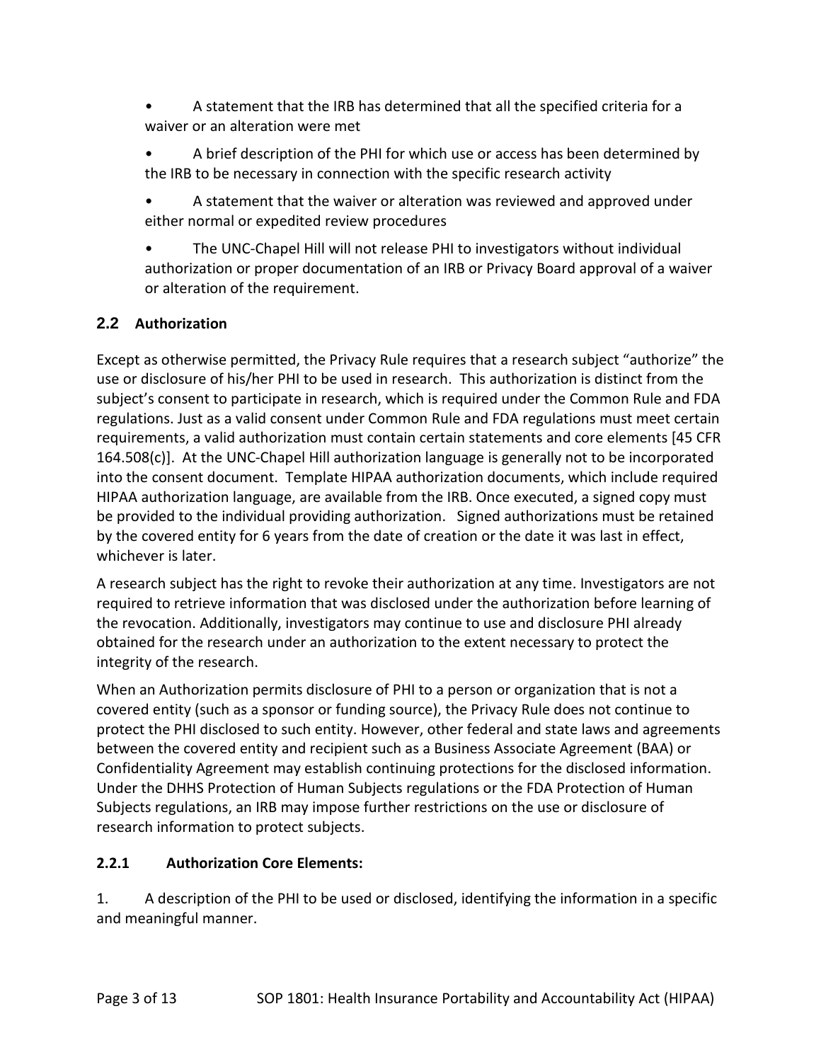- A statement that the IRB has determined that all the specified criteria for a waiver or an alteration were met
- A brief description of the PHI for which use or access has been determined by the IRB to be necessary in connection with the specific research activity
- A statement that the waiver or alteration was reviewed and approved under either normal or expedited review procedures
- The UNC-Chapel Hill will not release PHI to investigators without individual authorization or proper documentation of an IRB or Privacy Board approval of a waiver or alteration of the requirement.

## 2.2 Authorization

Except as otherwise permitted, the Privacy Rule requires that a research subject "authorize" the use or disclosure of his/her PHI to be used in research. This authorization is distinct from the subject's consent to participate in research, which is required under the Common Rule and FDA regulations. Just as a valid consent under Common Rule and FDA regulations must meet certain requirements, a valid authorization must contain certain statements and core elements [45 CFR 164.508(c)]. At the UNC-Chapel Hill authorization language is generally not to be incorporated into the consent document. Template HIPAA authorization documents, which include required HIPAA authorization language, are available from the IRB. Once executed, a signed copy must be provided to the individual providing authorization. Signed authorizations must be retained by the covered entity for 6 years from the date of creation or the date it was last in effect, whichever is later.

A research subject has the right to revoke their authorization at any time. Investigators are not required to retrieve information that was disclosed under the authorization before learning of the revocation. Additionally, investigators may continue to use and disclosure PHI already obtained for the research under an authorization to the extent necessary to protect the integrity of the research.

When an Authorization permits disclosure of PHI to a person or organization that is not a covered entity (such as a sponsor or funding source), the Privacy Rule does not continue to protect the PHI disclosed to such entity. However, other federal and state laws and agreements between the covered entity and recipient such as a Business Associate Agreement (BAA) or Confidentiality Agreement may establish continuing protections for the disclosed information. Under the DHHS Protection of Human Subjects regulations or the FDA Protection of Human Subjects regulations, an IRB may impose further restrictions on the use or disclosure of research information to protect subjects.

### 2.2.1 Authorization Core Elements:

1. A description of the PHI to be used or disclosed, identifying the information in a specific and meaningful manner.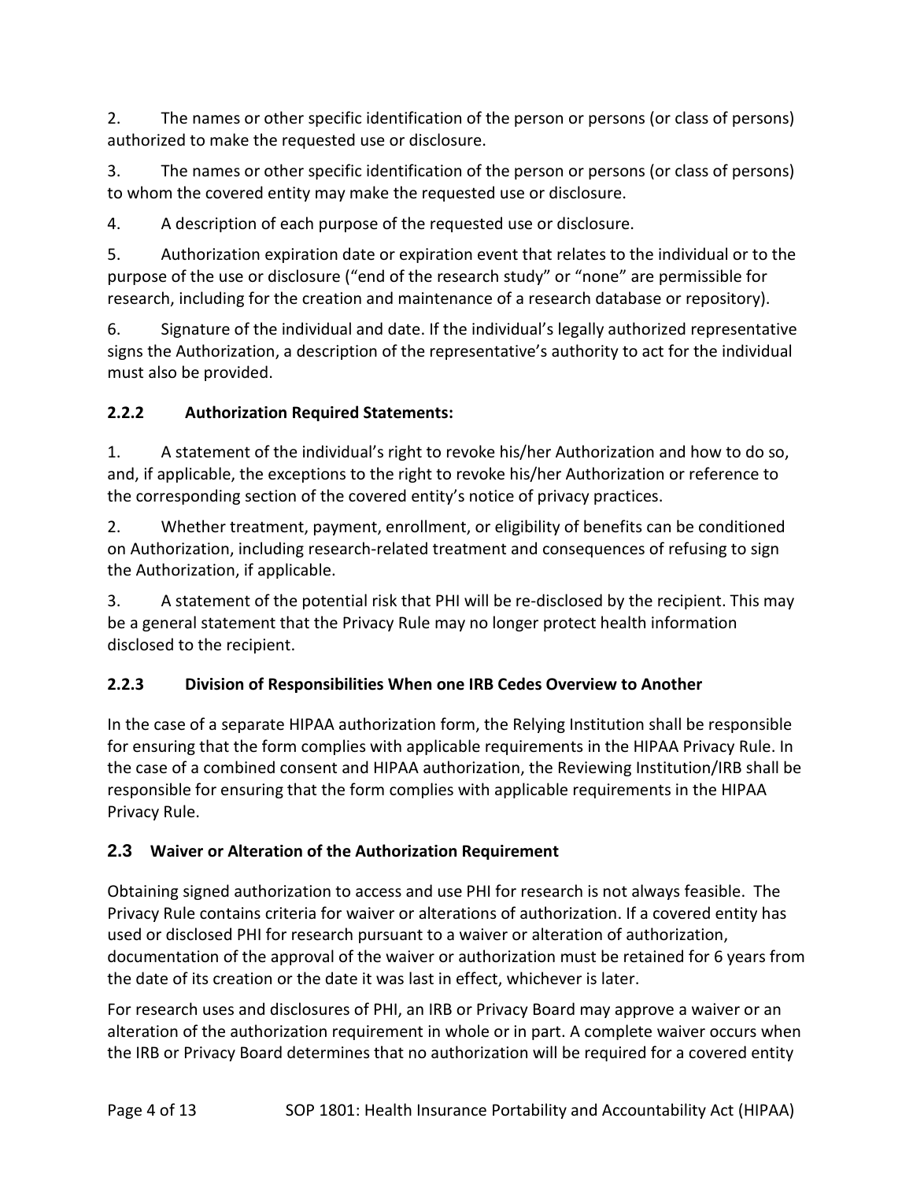2. The names or other specific identification of the person or persons (or class of persons) authorized to make the requested use or disclosure.

3. The names or other specific identification of the person or persons (or class of persons) to whom the covered entity may make the requested use or disclosure.

4. A description of each purpose of the requested use or disclosure.

5. Authorization expiration date or expiration event that relates to the individual or to the purpose of the use or disclosure ("end of the research study" or "none" are permissible for research, including for the creation and maintenance of a research database or repository).

6. Signature of the individual and date. If the individual's legally authorized representative signs the Authorization, a description of the representative's authority to act for the individual must also be provided.

### 2.2.2 Authorization Required Statements:

1. A statement of the individual's right to revoke his/her Authorization and how to do so, and, if applicable, the exceptions to the right to revoke his/her Authorization or reference to the corresponding section of the covered entity's notice of privacy practices.

2. Whether treatment, payment, enrollment, or eligibility of benefits can be conditioned on Authorization, including research-related treatment and consequences of refusing to sign the Authorization, if applicable.

3. A statement of the potential risk that PHI will be re-disclosed by the recipient. This may be a general statement that the Privacy Rule may no longer protect health information disclosed to the recipient.

### 2.2.3 Division of Responsibilities When one IRB Cedes Overview to Another

In the case of a separate HIPAA authorization form, the Relying Institution shall be responsible for ensuring that the form complies with applicable requirements in the HIPAA Privacy Rule. In the case of a combined consent and HIPAA authorization, the Reviewing Institution/IRB shall be responsible for ensuring that the form complies with applicable requirements in the HIPAA Privacy Rule.

## 2.3 Waiver or Alteration of the Authorization Requirement

Obtaining signed authorization to access and use PHI for research is not always feasible. The Privacy Rule contains criteria for waiver or alterations of authorization. If a covered entity has used or disclosed PHI for research pursuant to a waiver or alteration of authorization, documentation of the approval of the waiver or authorization must be retained for 6 years from the date of its creation or the date it was last in effect, whichever is later.

For research uses and disclosures of PHI, an IRB or Privacy Board may approve a waiver or an alteration of the authorization requirement in whole or in part. A complete waiver occurs when the IRB or Privacy Board determines that no authorization will be required for a covered entity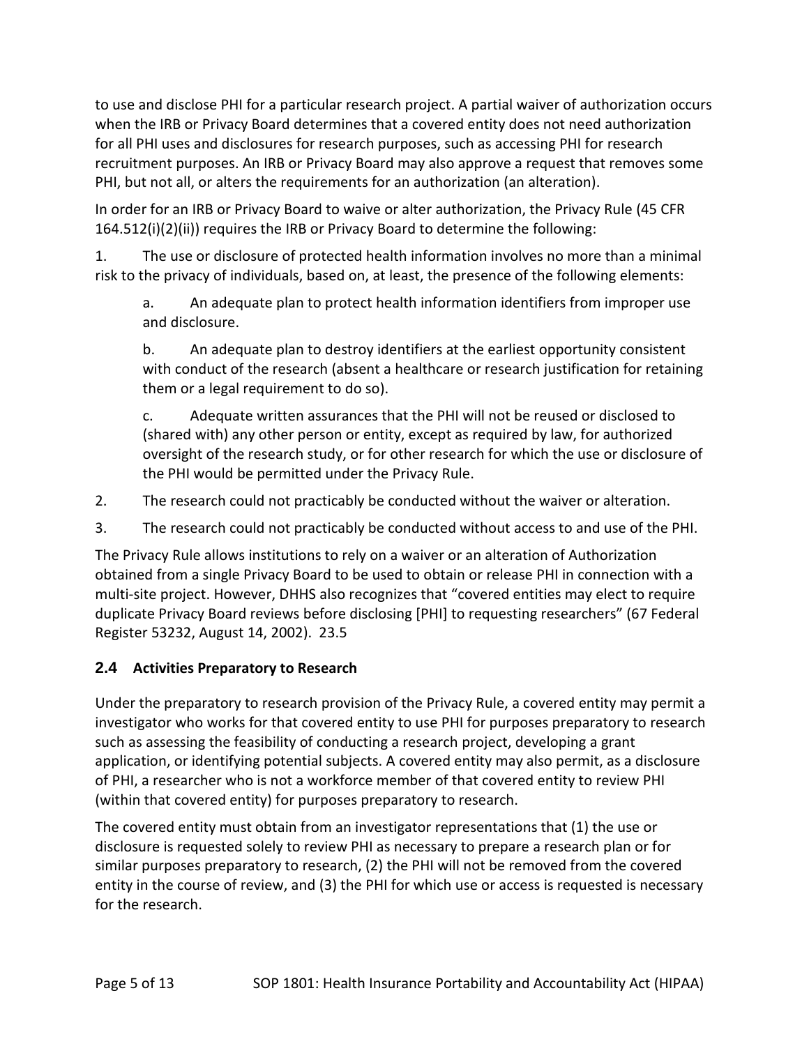to use and disclose PHI for a particular research project. A partial waiver of authorization occurs when the IRB or Privacy Board determines that a covered entity does not need authorization for all PHI uses and disclosures for research purposes, such as accessing PHI for research recruitment purposes. An IRB or Privacy Board may also approve a request that removes some PHI, but not all, or alters the requirements for an authorization (an alteration).

In order for an IRB or Privacy Board to waive or alter authorization, the Privacy Rule (45 CFR 164.512(i)(2)(ii)) requires the IRB or Privacy Board to determine the following:

1. The use or disclosure of protected health information involves no more than a minimal risk to the privacy of individuals, based on, at least, the presence of the following elements:

   a. An adequate plan to protect health information identifiers from improper use and disclosure.

   b. An adequate plan to destroy identifiers at the earliest opportunity consistent with conduct of the research (absent a healthcare or research justification for retaining them or a legal requirement to do so).

   c. Adequate written assurances that the PHI will not be reused or disclosed to (shared with) any other person or entity, except as required by law, for authorized oversight of the research study, or for other research for which the use or disclosure of the PHI would be permitted under the Privacy Rule.

2. The research could not practicably be conducted without the waiver or alteration.

3. The research could not practicably be conducted without access to and use of the PHI.

The Privacy Rule allows institutions to rely on a waiver or an alteration of Authorization obtained from a single Privacy Board to be used to obtain or release PHI in connection with a multi-site project. However, DHHS also recognizes that "covered entities may elect to require duplicate Privacy Board reviews before disclosing [PHI] to requesting researchers" (67 Federal Register 53232, August 14, 2002). 23.5

## 2.4 Activities Preparatory to Research

Under the preparatory to research provision of the Privacy Rule, a covered entity may permit a investigator who works for that covered entity to use PHI for purposes preparatory to research such as assessing the feasibility of conducting a research project, developing a grant application, or identifying potential subjects. A covered entity may also permit, as a disclosure of PHI, a researcher who is not a workforce member of that covered entity to review PHI (within that covered entity) for purposes preparatory to research.

The covered entity must obtain from an investigator representations that (1) the use or disclosure is requested solely to review PHI as necessary to prepare a research plan or for similar purposes preparatory to research, (2) the PHI will not be removed from the covered entity in the course of review, and (3) the PHI for which use or access is requested is necessary for the research.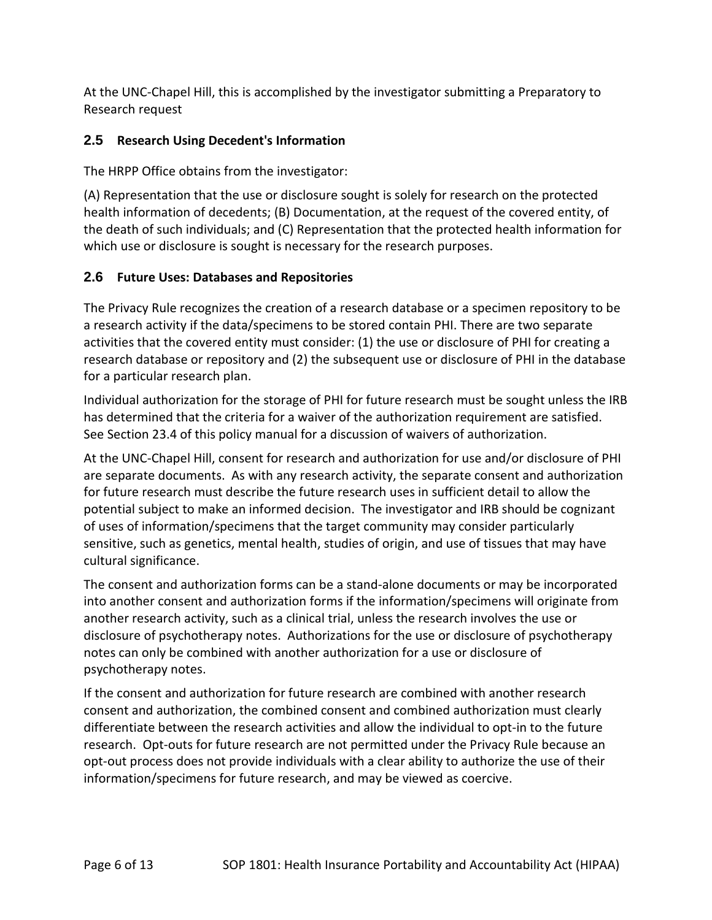At the UNC-Chapel Hill, this is accomplished by the investigator submitting a Preparatory to Research request

### 2.5 Research Using Decedent's Information

The HRPP Office obtains from the investigator:

(A) Representation that the use or disclosure sought is solely for research on the protected health information of decedents; (B) Documentation, at the request of the covered entity, of the death of such individuals; and (C) Representation that the protected health information for which use or disclosure is sought is necessary for the research purposes.

### 2.6 Future Uses: Databases and Repositories

The Privacy Rule recognizes the creation of a research database or a specimen repository to be a research activity if the data/specimens to be stored contain PHI. There are two separate activities that the covered entity must consider: (1) the use or disclosure of PHI for creating a research database or repository and (2) the subsequent use or disclosure of PHI in the database for a particular research plan.

Individual authorization for the storage of PHI for future research must be sought unless the IRB has determined that the criteria for a waiver of the authorization requirement are satisfied. See Section 23.4 of this policy manual for a discussion of waivers of authorization.

At the UNC-Chapel Hill, consent for research and authorization for use and/or disclosure of PHI are separate documents. As with any research activity, the separate consent and authorization for future research must describe the future research uses in sufficient detail to allow the potential subject to make an informed decision. The investigator and IRB should be cognizant of uses of information/specimens that the target community may consider particularly sensitive, such as genetics, mental health, studies of origin, and use of tissues that may have cultural significance.

The consent and authorization forms can be a stand-alone documents or may be incorporated into another consent and authorization forms if the information/specimens will originate from another research activity, such as a clinical trial, unless the research involves the use or disclosure of psychotherapy notes. Authorizations for the use or disclosure of psychotherapy notes can only be combined with another authorization for a use or disclosure of psychotherapy notes.

If the consent and authorization for future research are combined with another research consent and authorization, the combined consent and combined authorization must clearly differentiate between the research activities and allow the individual to opt-in to the future research. Opt-outs for future research are not permitted under the Privacy Rule because an opt-out process does not provide individuals with a clear ability to authorize the use of their information/specimens for future research, and may be viewed as coercive.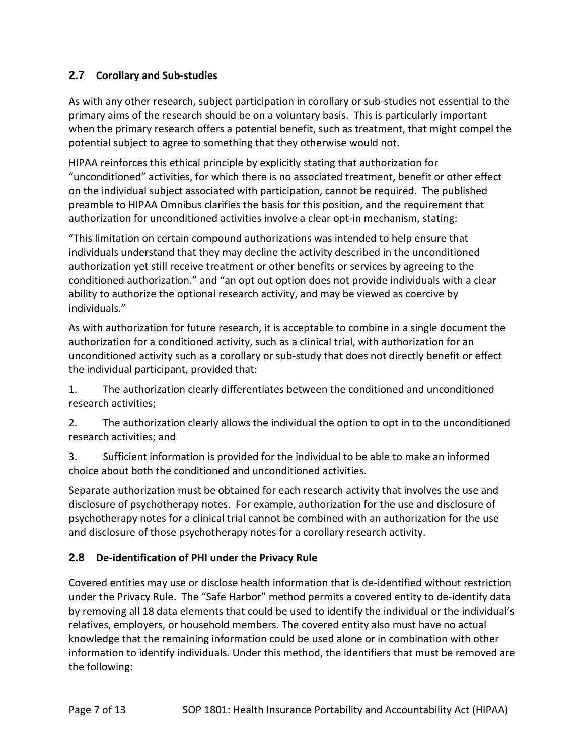## 2.7 Corollary and Sub-studies

As with any other research, subject participation in corollary or sub-studies not essential to the primary aims of the research should be on a voluntary basis. This is particularly important when the primary research offers a potential benefit, such as treatment, that might compel the potential subject to agree to something that they otherwise would not.

HIPAA reinforces this ethical principle by explicitly stating that authorization for "unconditioned" activities, for which there is no associated treatment, benefit or other effect on the individual subject associated with participation, cannot be required. The published preamble to HIPAA Omnibus clarifies the basis for this position, and the requirement that authorization for unconditioned activities involve a clear opt-in mechanism, stating:

"This limitation on certain compound authorizations was intended to help ensure that individuals understand that they may decline the activity described in the unconditioned authorization yet still receive treatment or other benefits or services by agreeing to the conditioned authorization." and "an opt out option does not provide individuals with a clear ability to authorize the optional research activity, and may be viewed as coercive by individuals."

As with authorization for future research, it is acceptable to combine in a single document the authorization for a conditioned activity, such as a clinical trial, with authorization for an unconditioned activity such as a corollary or sub-study that does not directly benefit or effect the individual participant, provided that:

1. The authorization clearly differentiates between the conditioned and unconditioned research activities;
2. The authorization clearly allows the individual the option to opt in to the unconditioned research activities; and
3. Sufficient information is provided for the individual to be able to make an informed choice about both the conditioned and unconditioned activities.

Separate authorization must be obtained for each research activity that involves the use and disclosure of psychotherapy notes. For example, authorization for the use and disclosure of psychotherapy notes for a clinical trial cannot be combined with an authorization for the use and disclosure of those psychotherapy notes for a corollary research activity.

## 2.8 De-identification of PHI under the Privacy Rule

Covered entities may use or disclose health information that is de-identified without restriction under the Privacy Rule. The "Safe Harbor" method permits a covered entity to de-identify data by removing all 18 data elements that could be used to identify the individual or the individual's relatives, employers, or household members. The covered entity also must have no actual knowledge that the remaining information could be used alone or in combination with other information to identify individuals. Under this method, the identifiers that must be removed are the following: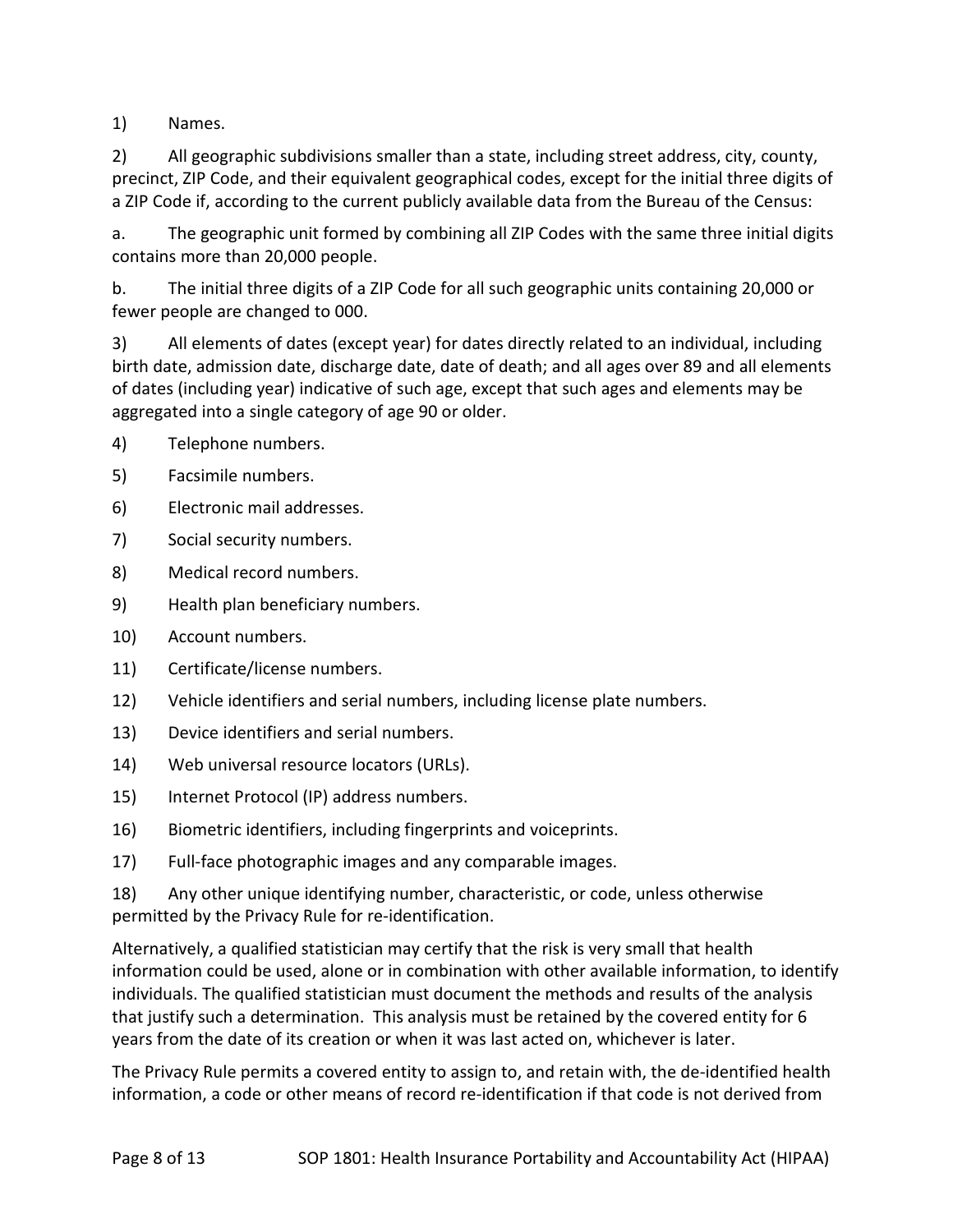1) Names.

2) All geographic subdivisions smaller than a state, including street address, city, county, precinct, ZIP Code, and their equivalent geographical codes, except for the initial three digits of a ZIP Code if, according to the current publicly available data from the Bureau of the Census:

a. The geographic unit formed by combining all ZIP Codes with the same three initial digits contains more than 20,000 people.

b. The initial three digits of a ZIP Code for all such geographic units containing 20,000 or fewer people are changed to 000.

3) All elements of dates (except year) for dates directly related to an individual, including birth date, admission date, discharge date, date of death; and all ages over 89 and all elements of dates (including year) indicative of such age, except that such ages and elements may be aggregated into a single category of age 90 or older.

4) Telephone numbers.

5) Facsimile numbers.

6) Electronic mail addresses.

7) Social security numbers.

8) Medical record numbers.

9) Health plan beneficiary numbers.

10) Account numbers.

11) Certificate/license numbers.

12) Vehicle identifiers and serial numbers, including license plate numbers.

13) Device identifiers and serial numbers.

14) Web universal resource locators (URLs).

15) Internet Protocol (IP) address numbers.

16) Biometric identifiers, including fingerprints and voiceprints.

17) Full-face photographic images and any comparable images.

18) Any other unique identifying number, characteristic, or code, unless otherwise permitted by the Privacy Rule for re-identification.

Alternatively, a qualified statistician may certify that the risk is very small that health information could be used, alone or in combination with other available information, to identify individuals. The qualified statistician must document the methods and results of the analysis that justify such a determination. This analysis must be retained by the covered entity for 6 years from the date of its creation or when it was last acted on, whichever is later.

The Privacy Rule permits a covered entity to assign to, and retain with, the de-identified health information, a code or other means of record re-identification if that code is not derived from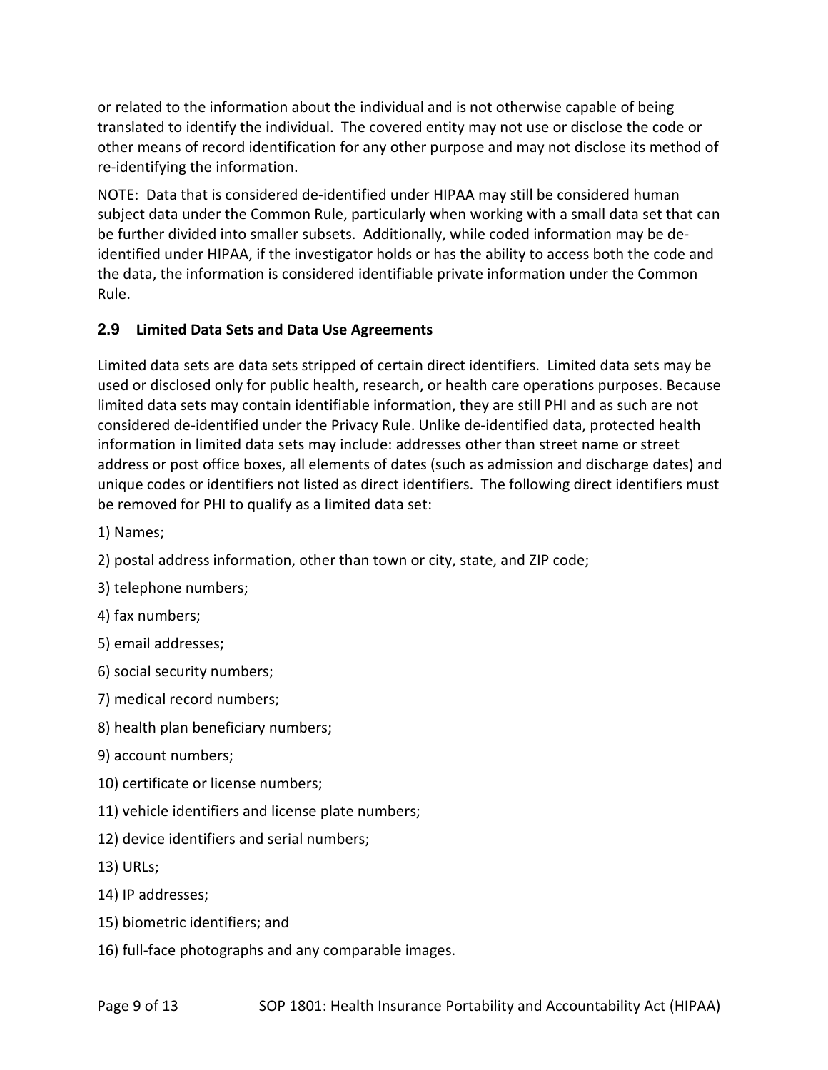or related to the information about the individual and is not otherwise capable of being translated to identify the individual. The covered entity may not use or disclose the code or other means of record identification for any other purpose and may not disclose its method of re-identifying the information.

NOTE: Data that is considered de-identified under HIPAA may still be considered human subject data under the Common Rule, particularly when working with a small data set that can be further divided into smaller subsets. Additionally, while coded information may be de-identified under HIPAA, if the investigator holds or has the ability to access both the code and the data, the information is considered identifiable private information under the Common Rule.

### 2.9 Limited Data Sets and Data Use Agreements

Limited data sets are data sets stripped of certain direct identifiers. Limited data sets may be used or disclosed only for public health, research, or health care operations purposes. Because limited data sets may contain identifiable information, they are still PHI and as such are not considered de-identified under the Privacy Rule. Unlike de-identified data, protected health information in limited data sets may include: addresses other than street name or street address or post office boxes, all elements of dates (such as admission and discharge dates) and unique codes or identifiers not listed as direct identifiers. The following direct identifiers must be removed for PHI to qualify as a limited data set:

1) Names;

2) postal address information, other than town or city, state, and ZIP code;

3) telephone numbers;

4) fax numbers;

5) email addresses;

6) social security numbers;

7) medical record numbers;

8) health plan beneficiary numbers;

9) account numbers;

10) certificate or license numbers;

11) vehicle identifiers and license plate numbers;

12) device identifiers and serial numbers;

13) URLs;

14) IP addresses;

15) biometric identifiers; and

16) full-face photographs and any comparable images.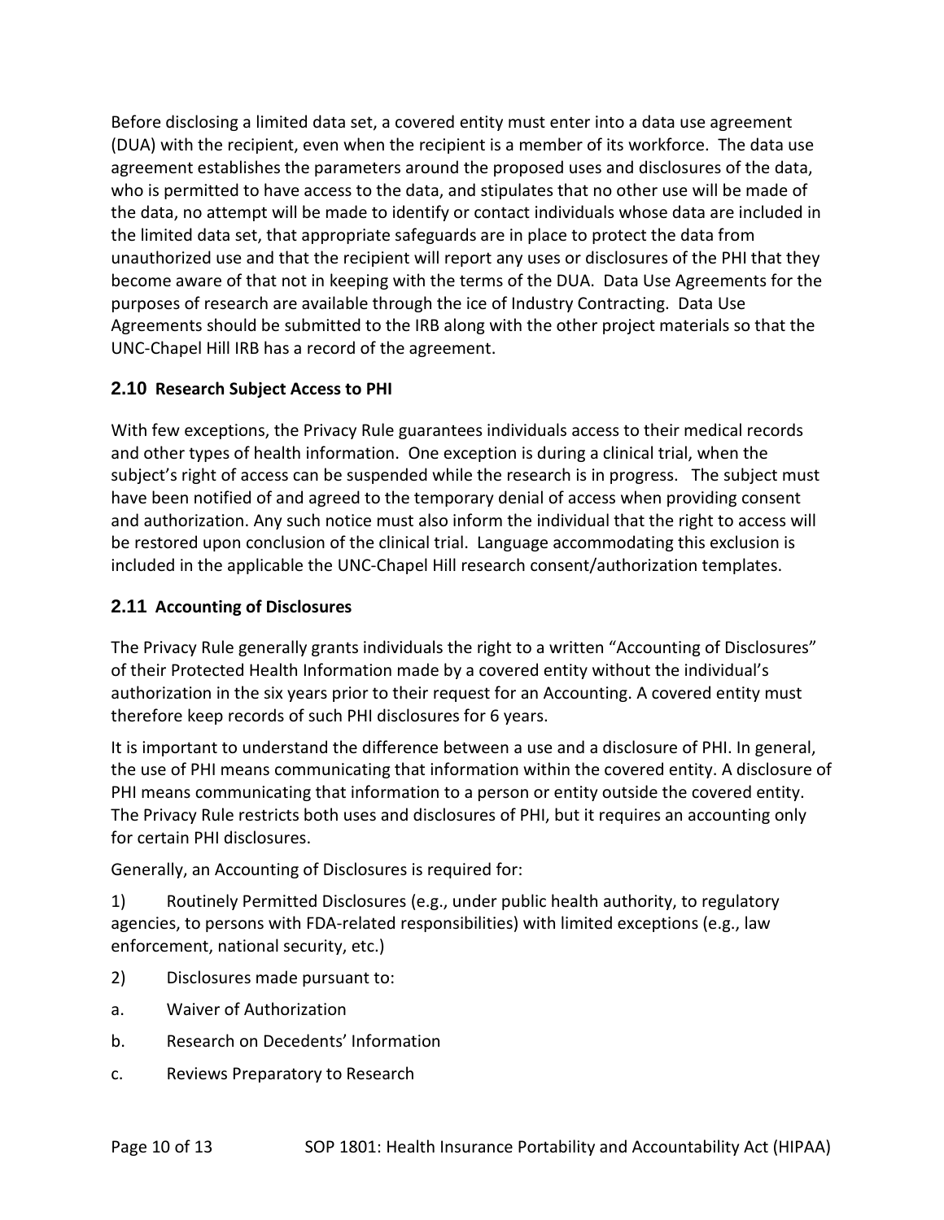Before disclosing a limited data set, a covered entity must enter into a data use agreement (DUA) with the recipient, even when the recipient is a member of its workforce. The data use agreement establishes the parameters around the proposed uses and disclosures of the data, who is permitted to have access to the data, and stipulates that no other use will be made of the data, no attempt will be made to identify or contact individuals whose data are included in the limited data set, that appropriate safeguards are in place to protect the data from unauthorized use and that the recipient will report any uses or disclosures of the PHI that they become aware of that not in keeping with the terms of the DUA. Data Use Agreements for the purposes of research are available through the ice of Industry Contracting. Data Use Agreements should be submitted to the IRB along with the other project materials so that the UNC-Chapel Hill IRB has a record of the agreement.

### 2.10 Research Subject Access to PHI

With few exceptions, the Privacy Rule guarantees individuals access to their medical records and other types of health information. One exception is during a clinical trial, when the subject's right of access can be suspended while the research is in progress. The subject must have been notified of and agreed to the temporary denial of access when providing consent and authorization. Any such notice must also inform the individual that the right to access will be restored upon conclusion of the clinical trial. Language accommodating this exclusion is included in the applicable the UNC-Chapel Hill research consent/authorization templates.

### 2.11 Accounting of Disclosures

The Privacy Rule generally grants individuals the right to a written "Accounting of Disclosures" of their Protected Health Information made by a covered entity without the individual's authorization in the six years prior to their request for an Accounting. A covered entity must therefore keep records of such PHI disclosures for 6 years.

It is important to understand the difference between a use and a disclosure of PHI. In general, the use of PHI means communicating that information within the covered entity. A disclosure of PHI means communicating that information to a person or entity outside the covered entity. The Privacy Rule restricts both uses and disclosures of PHI, but it requires an accounting only for certain PHI disclosures.

Generally, an Accounting of Disclosures is required for:

1) Routinely Permitted Disclosures (e.g., under public health authority, to regulatory agencies, to persons with FDA-related responsibilities) with limited exceptions (e.g., law enforcement, national security, etc.)

2) Disclosures made pursuant to:

a. Waiver of Authorization

b. Research on Decedents' Information

c. Reviews Preparatory to Research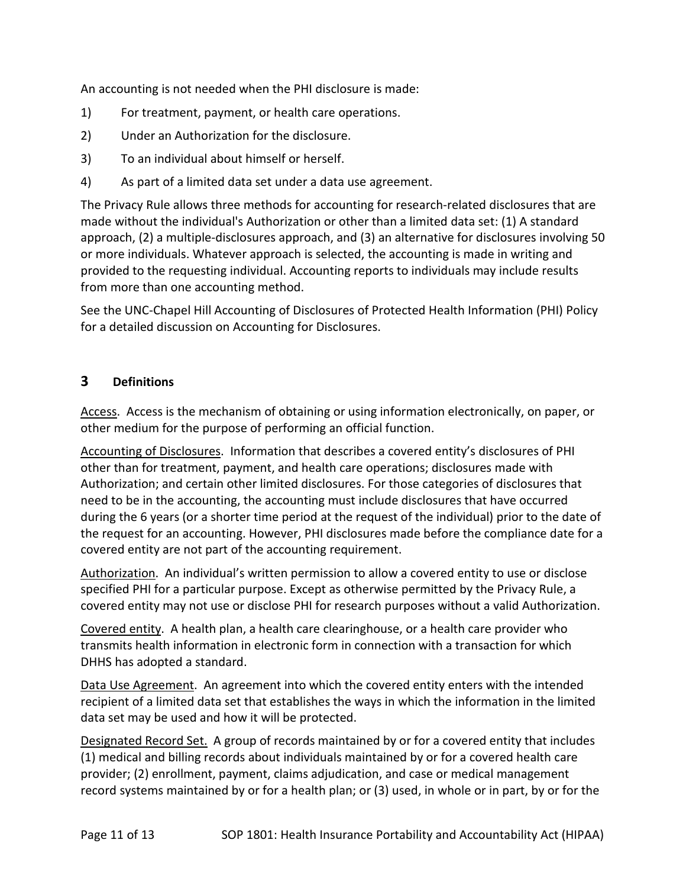An accounting is not needed when the PHI disclosure is made:

1) For treatment, payment, or health care operations.
2) Under an Authorization for the disclosure.
3) To an individual about himself or herself.
4) As part of a limited data set under a data use agreement.

The Privacy Rule allows three methods for accounting for research-related disclosures that are made without the individual's Authorization or other than a limited data set: (1) A standard approach, (2) a multiple-disclosures approach, and (3) an alternative for disclosures involving 50 or more individuals. Whatever approach is selected, the accounting is made in writing and provided to the requesting individual. Accounting reports to individuals may include results from more than one accounting method.

See the UNC-Chapel Hill Accounting of Disclosures of Protected Health Information (PHI) Policy for a detailed discussion on Accounting for Disclosures.

## 3 Definitions

<u>Access</u>. Access is the mechanism of obtaining or using information electronically, on paper, or other medium for the purpose of performing an official function.

<u>Accounting of Disclosures</u>. Information that describes a covered entity's disclosures of PHI other than for treatment, payment, and health care operations; disclosures made with Authorization; and certain other limited disclosures. For those categories of disclosures that need to be in the accounting, the accounting must include disclosures that have occurred during the 6 years (or a shorter time period at the request of the individual) prior to the date of the request for an accounting. However, PHI disclosures made before the compliance date for a covered entity are not part of the accounting requirement.

<u>Authorization</u>. An individual's written permission to allow a covered entity to use or disclose specified PHI for a particular purpose. Except as otherwise permitted by the Privacy Rule, a covered entity may not use or disclose PHI for research purposes without a valid Authorization.

<u>Covered entity</u>. A health plan, a health care clearinghouse, or a health care provider who transmits health information in electronic form in connection with a transaction for which DHHS has adopted a standard.

<u>Data Use Agreement</u>. An agreement into which the covered entity enters with the intended recipient of a limited data set that establishes the ways in which the information in the limited data set may be used and how it will be protected.

<u>Designated Record Set.</u> A group of records maintained by or for a covered entity that includes (1) medical and billing records about individuals maintained by or for a covered health care provider; (2) enrollment, payment, claims adjudication, and case or medical management record systems maintained by or for a health plan; or (3) used, in whole or in part, by or for the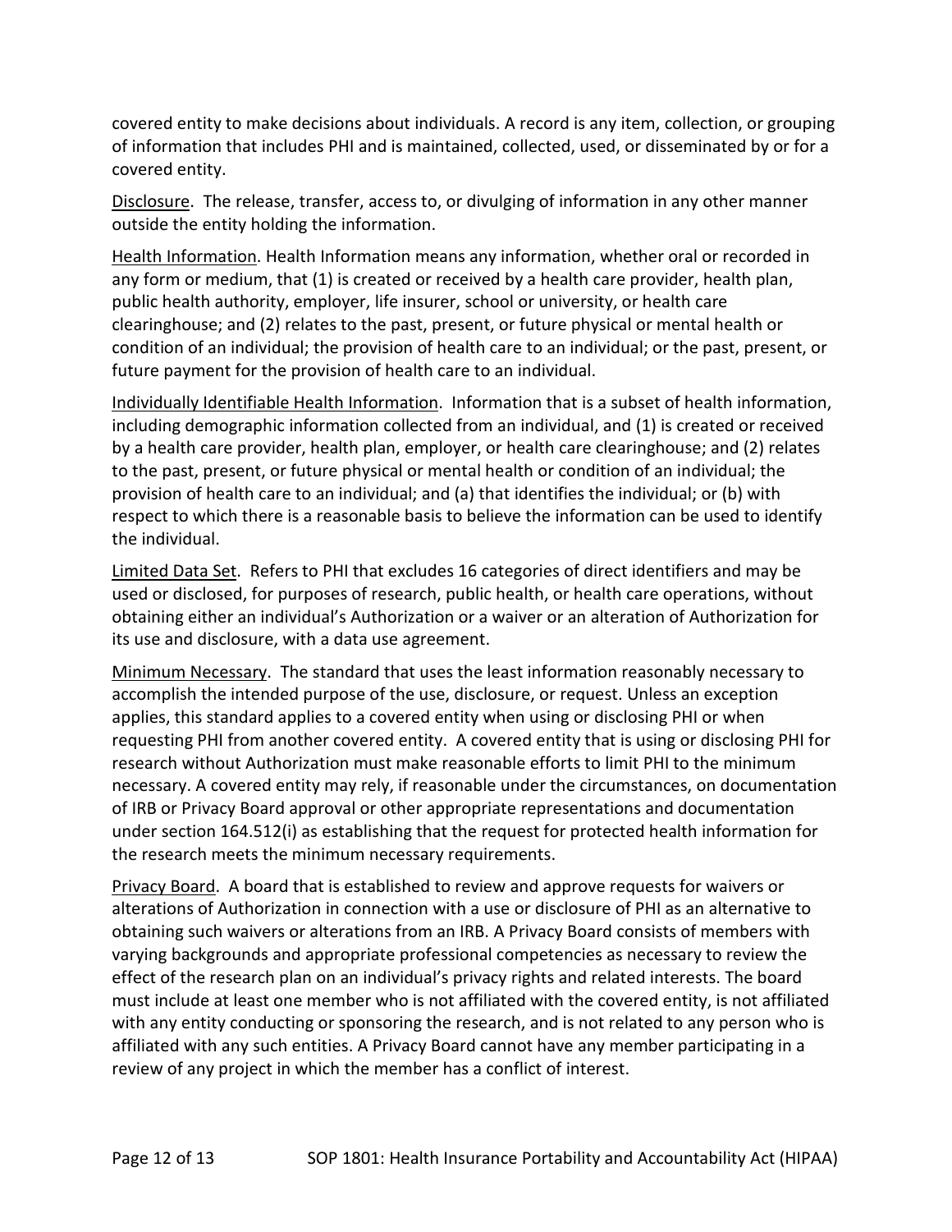covered entity to make decisions about individuals. A record is any item, collection, or grouping of information that includes PHI and is maintained, collected, used, or disseminated by or for a covered entity.

<u>Disclosure</u>. The release, transfer, access to, or divulging of information in any other manner outside the entity holding the information.

<u>Health Information</u>. Health Information means any information, whether oral or recorded in any form or medium, that (1) is created or received by a health care provider, health plan, public health authority, employer, life insurer, school or university, or health care clearinghouse; and (2) relates to the past, present, or future physical or mental health or condition of an individual; the provision of health care to an individual; or the past, present, or future payment for the provision of health care to an individual.

<u>Individually Identifiable Health Information</u>. Information that is a subset of health information, including demographic information collected from an individual, and (1) is created or received by a health care provider, health plan, employer, or health care clearinghouse; and (2) relates to the past, present, or future physical or mental health or condition of an individual; the provision of health care to an individual; and (a) that identifies the individual; or (b) with respect to which there is a reasonable basis to believe the information can be used to identify the individual.

<u>Limited Data Set</u>. Refers to PHI that excludes 16 categories of direct identifiers and may be used or disclosed, for purposes of research, public health, or health care operations, without obtaining either an individual's Authorization or a waiver or an alteration of Authorization for its use and disclosure, with a data use agreement.

<u>Minimum Necessary</u>. The standard that uses the least information reasonably necessary to accomplish the intended purpose of the use, disclosure, or request. Unless an exception applies, this standard applies to a covered entity when using or disclosing PHI or when requesting PHI from another covered entity. A covered entity that is using or disclosing PHI for research without Authorization must make reasonable efforts to limit PHI to the minimum necessary. A covered entity may rely, if reasonable under the circumstances, on documentation of IRB or Privacy Board approval or other appropriate representations and documentation under section 164.512(i) as establishing that the request for protected health information for the research meets the minimum necessary requirements.

<u>Privacy Board</u>. A board that is established to review and approve requests for waivers or alterations of Authorization in connection with a use or disclosure of PHI as an alternative to obtaining such waivers or alterations from an IRB. A Privacy Board consists of members with varying backgrounds and appropriate professional competencies as necessary to review the effect of the research plan on an individual's privacy rights and related interests. The board must include at least one member who is not affiliated with the covered entity, is not affiliated with any entity conducting or sponsoring the research, and is not related to any person who is affiliated with any such entities. A Privacy Board cannot have any member participating in a review of any project in which the member has a conflict of interest.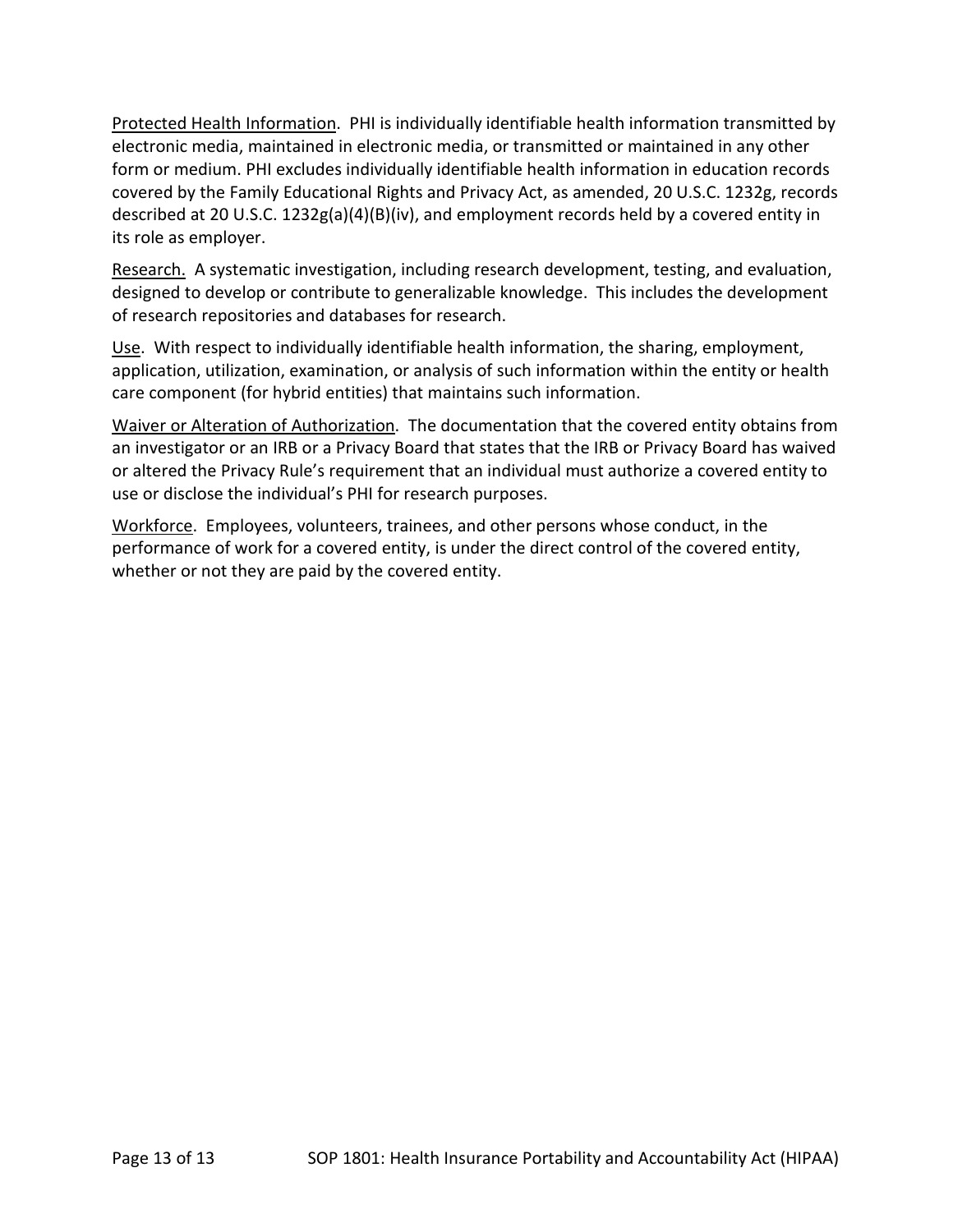<u>Protected Health Information</u>. PHI is individually identifiable health information transmitted by electronic media, maintained in electronic media, or transmitted or maintained in any other form or medium. PHI excludes individually identifiable health information in education records covered by the Family Educational Rights and Privacy Act, as amended, 20 U.S.C. 1232g, records described at 20 U.S.C. 1232g(a)(4)(B)(iv), and employment records held by a covered entity in its role as employer.

<u>Research.</u> A systematic investigation, including research development, testing, and evaluation, designed to develop or contribute to generalizable knowledge. This includes the development of research repositories and databases for research.

<u>Use</u>. With respect to individually identifiable health information, the sharing, employment, application, utilization, examination, or analysis of such information within the entity or health care component (for hybrid entities) that maintains such information.

<u>Waiver or Alteration of Authorization</u>. The documentation that the covered entity obtains from an investigator or an IRB or a Privacy Board that states that the IRB or Privacy Board has waived or altered the Privacy Rule's requirement that an individual must authorize a covered entity to use or disclose the individual's PHI for research purposes.

<u>Workforce</u>. Employees, volunteers, trainees, and other persons whose conduct, in the performance of work for a covered entity, is under the direct control of the covered entity, whether or not they are paid by the covered entity.